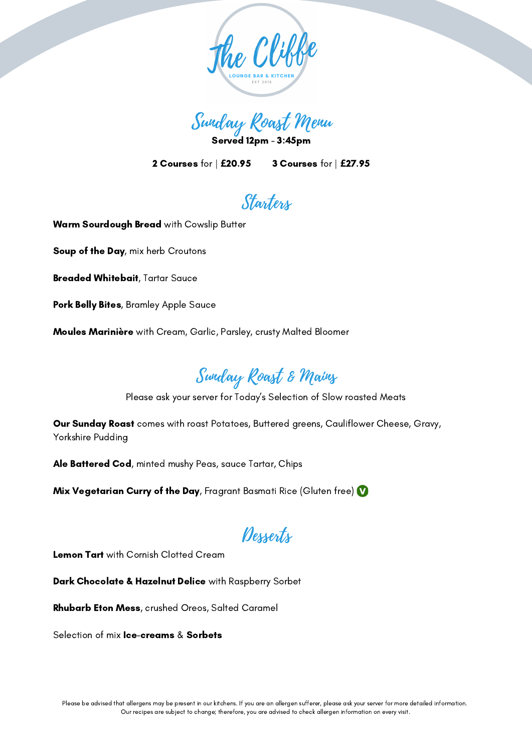# The Cliffe

LOUNGE BAR & KITCHEN

EST 2016

## Sunday Roast Menu

**Served 12pm - 3:45pm**

**2 Courses** for | **£20.95**   **3 Courses** for | **£27.95**

## Starters

**Warm Sourdough Bread** with Cowslip Butter

**Soup of the Day**, mix herb Croutons

**Breaded Whitebait**, Tartar Sauce

**Pork Belly Bites**, Bramley Apple Sauce

**Moules Marinière** with Cream, Garlic, Parsley, crusty Malted Bloomer

## Sunday Roast & Mains

Please ask your server for Today's Selection of Slow roasted Meats

**Our Sunday Roast** comes with roast Potatoes, Buttered greens, Cauliflower Cheese, Gravy, Yorkshire Pudding

**Ale Battered Cod**, minted mushy Peas, sauce Tartar, Chips

**Mix Vegetarian Curry of the Day**, Fragrant Basmati Rice (Gluten free) (V)

## Desserts

**Lemon Tart** with Cornish Clotted Cream

**Dark Chocolate & Hazelnut Delice** with Raspberry Sorbet

**Rhubarb Eton Mess**, crushed Oreos, Salted Caramel

Selection of mix **Ice-creams** & **Sorbets**

Please be advised that allergens may be present in our kitchens. If you are an allergen sufferer, please ask your server for more detailed information. Our recipes are subject to change; therefore, you are advised to check allergen information on every visit.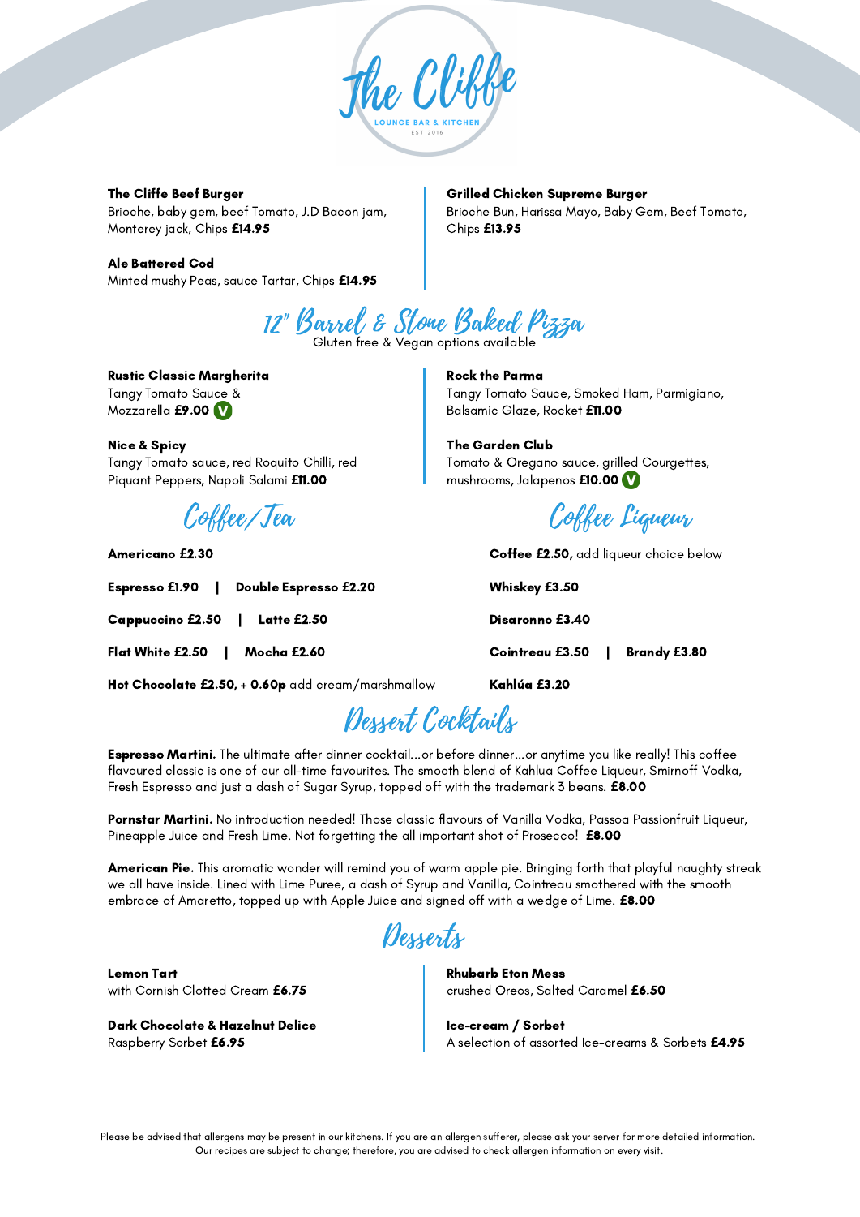# The Cliffe

LOUNGE BAR & KITCHEN

EST 2016

**The Cliffe Beef Burger**
Brioche, baby gem, beef Tomato, J.D Bacon jam, Monterey jack, Chips **£14.95**

**Ale Battered Cod**
Minted mushy Peas, sauce Tartar, Chips **£14.95**

**Grilled Chicken Supreme Burger**
Brioche Bun, Harissa Mayo, Baby Gem, Beef Tomato, Chips **£13.95**

## 12" Barrel & Stone Baked Pizza

Gluten free & Vegan options available

**Rustic Classic Margherita**
Tangy Tomato Sauce & Mozzarella **£9.00** (V)

**Nice & Spicy**
Tangy Tomato sauce, red Roquito Chilli, red Piquant Peppers, Napoli Salami **£11.00**

**Rock the Parma**
Tangy Tomato Sauce, Smoked Ham, Parmigiano, Balsamic Glaze, Rocket **£11.00**

**The Garden Club**
Tomato & Oregano sauce, grilled Courgettes, mushrooms, Jalapenos **£10.00** (V)

## Coffee/Tea

**Americano £2.30**

**Espresso £1.90** | **Double Espresso £2.20**

**Cappuccino £2.50** | **Latte £2.50**

**Flat White £2.50** | **Mocha £2.60**

**Hot Chocolate £2.50, + 0.60p** add cream/marshmallow

## Coffee Liqueur

**Coffee £2.50,** add liqueur choice below

**Whiskey £3.50**

**Disaronno £3.40**

**Cointreau £3.50** | **Brandy £3.80**

**Kahlúa £3.20**

## Dessert Cocktails

**Espresso Martini.** The ultimate after dinner cocktail...or before dinner...or anytime you like really! This coffee flavoured classic is one of our all-time favourites. The smooth blend of Kahlua Coffee Liqueur, Smirnoff Vodka, Fresh Espresso and just a dash of Sugar Syrup, topped off with the trademark 3 beans. **£8.00**

**Pornstar Martini.** No introduction needed! Those classic flavours of Vanilla Vodka, Passoa Passionfruit Liqueur, Pineapple Juice and Fresh Lime. Not forgetting the all important shot of Prosecco! **£8.00**

**American Pie.** This aromatic wonder will remind you of warm apple pie. Bringing forth that playful naughty streak we all have inside. Lined with Lime Puree, a dash of Syrup and Vanilla, Cointreau smothered with the smooth embrace of Amaretto, topped up with Apple Juice and signed off with a wedge of Lime. **£8.00**

## Desserts

**Lemon Tart**
with Cornish Clotted Cream **£6.75**

**Dark Chocolate & Hazelnut Delice**
Raspberry Sorbet **£6.95**

**Rhubarb Eton Mess**
crushed Oreos, Salted Caramel **£6.50**

**Ice-cream / Sorbet**
A selection of assorted Ice-creams & Sorbets **£4.95**

Please be advised that allergens may be present in our kitchens. If you are an allergen sufferer, please ask your server for more detailed information. Our recipes are subject to change; therefore, you are advised to check allergen information on every visit.